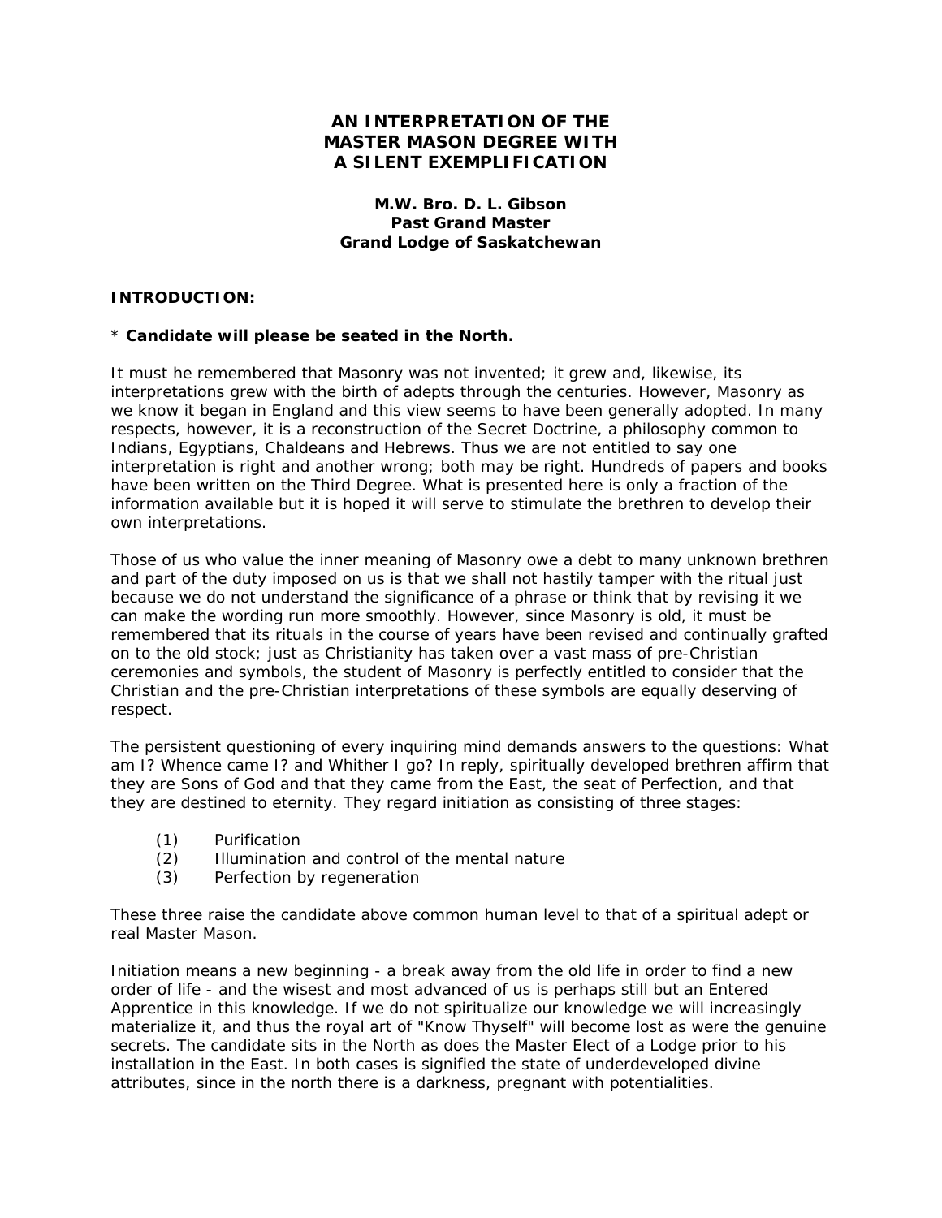# AN INTERPRETATION OF THE MASTER MASON DEGREE WITH A SILENT EXEMPLIFICATION

**M.W. Bro. D. L. Gibson**
**Past Grand Master**
**Grand Lodge of Saskatchewan**

## INTRODUCTION:

\* **Candidate will please be seated in the North.**

It must he remembered that Masonry was not invented; it grew and, likewise, its interpretations grew with the birth of adepts through the centuries. However, Masonry as we know it began in England and this view seems to have been generally adopted. In many respects, however, it is a reconstruction of the Secret Doctrine, a philosophy common to Indians, Egyptians, Chaldeans and Hebrews. Thus we are not entitled to say one interpretation is right and another wrong; both may be right. Hundreds of papers and books have been written on the Third Degree. What is presented here is only a fraction of the information available but it is hoped it will serve to stimulate the brethren to develop their own interpretations.

Those of us who value the inner meaning of Masonry owe a debt to many unknown brethren and part of the duty imposed on us is that we shall not hastily tamper with the ritual just because we do not understand the significance of a phrase or think that by revising it we can make the wording run more smoothly. However, since Masonry is old, it must be remembered that its rituals in the course of years have been revised and continually grafted on to the old stock; just as Christianity has taken over a vast mass of pre-Christian ceremonies and symbols, the student of Masonry is perfectly entitled to consider that the Christian and the pre-Christian interpretations of these symbols are equally deserving of respect.

The persistent questioning of every inquiring mind demands answers to the questions: What am I? Whence came I? and Whither I go? In reply, spiritually developed brethren affirm that they are Sons of God and that they came from the East, the seat of Perfection, and that they are destined to eternity. They regard initiation as consisting of three stages:

(1) Purification
(2) Illumination and control of the mental nature
(3) Perfection by regeneration

These three raise the candidate above common human level to that of a spiritual adept or real Master Mason.

Initiation means a new beginning - a break away from the old life in order to find a new order of life - and the wisest and most advanced of us is perhaps still but an Entered Apprentice in this knowledge. If we do not spiritualize our knowledge we will increasingly materialize it, and thus the royal art of "Know Thyself" will become lost as were the genuine secrets. The candidate sits in the North as does the Master Elect of a Lodge prior to his installation in the East. In both cases is signified the state of underdeveloped divine attributes, since in the north there is a darkness, pregnant with potentialities.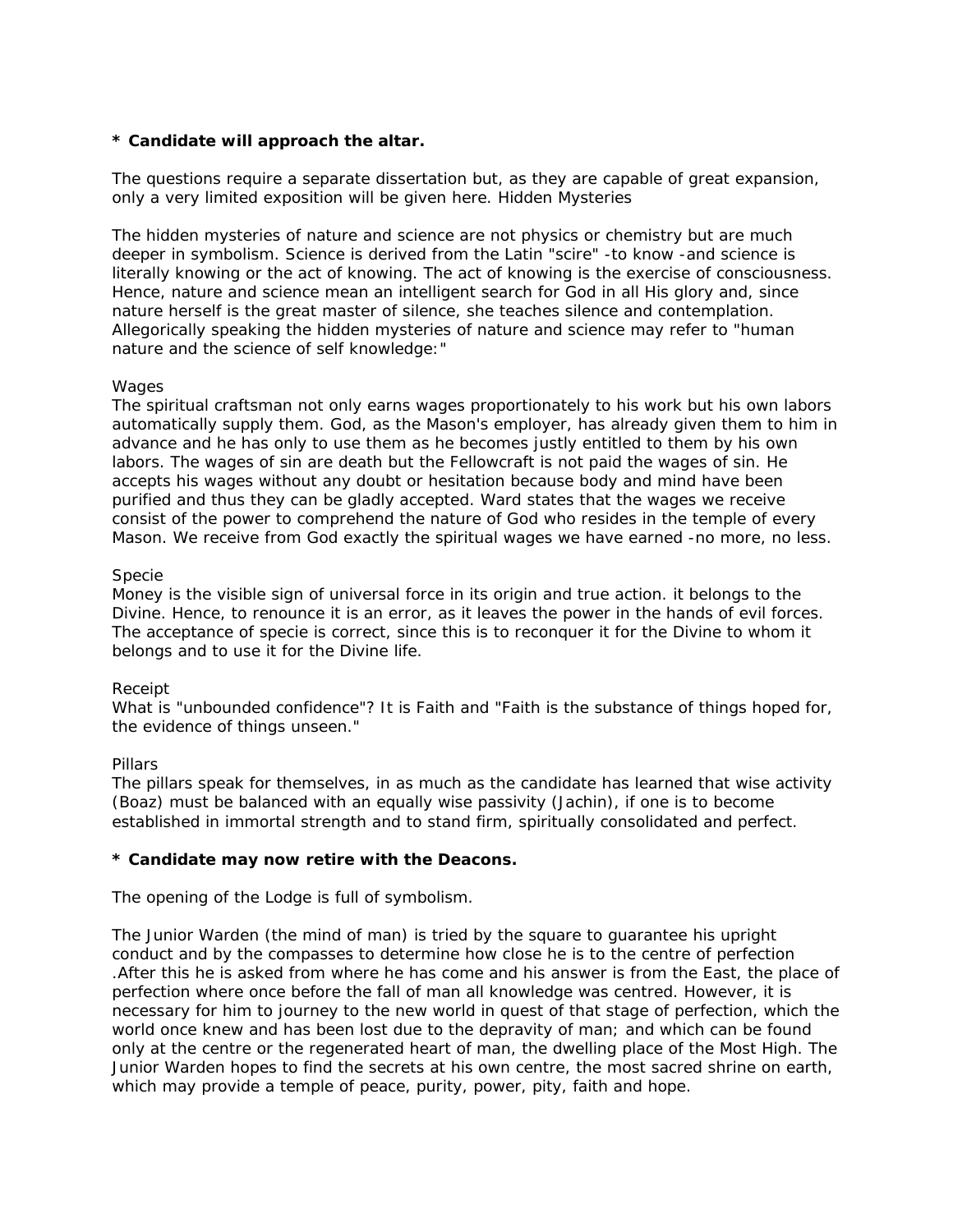**\* Candidate will approach the altar.**

The questions require a separate dissertation but, as they are capable of great expansion, only a very limited exposition will be given here. Hidden Mysteries

The hidden mysteries of nature and science are not physics or chemistry but are much deeper in symbolism. Science is derived from the Latin "scire" -to know -and science is literally knowing or the act of knowing. The act of knowing is the exercise of consciousness. Hence, nature and science mean an intelligent search for God in all His glory and, since nature herself is the great master of silence, she teaches silence and contemplation. Allegorically speaking the hidden mysteries of nature and science may refer to "human nature and the science of self knowledge:"

Wages
The spiritual craftsman not only earns wages proportionately to his work but his own labors automatically supply them. God, as the Mason's employer, has already given them to him in advance and he has only to use them as he becomes justly entitled to them by his own labors. The wages of sin are death but the Fellowcraft is not paid the wages of sin. He accepts his wages without any doubt or hesitation because body and mind have been purified and thus they can be gladly accepted. Ward states that the wages we receive consist of the power to comprehend the nature of God who resides in the temple of every Mason. We receive from God exactly the spiritual wages we have earned -no more, no less.

Specie
Money is the visible sign of universal force in its origin and true action. it belongs to the Divine. Hence, to renounce it is an error, as it leaves the power in the hands of evil forces. The acceptance of specie is correct, since this is to reconquer it for the Divine to whom it belongs and to use it for the Divine life.

Receipt
What is "unbounded confidence"? It is Faith and "Faith is the substance of things hoped for, the evidence of things unseen."

Pillars
The pillars speak for themselves, in as much as the candidate has learned that wise activity (Boaz) must be balanced with an equally wise passivity (Jachin), if one is to become established in immortal strength and to stand firm, spiritually consolidated and perfect.

**\* Candidate may now retire with the Deacons.**

The opening of the Lodge is full of symbolism.

The Junior Warden (the mind of man) is tried by the square to guarantee his upright conduct and by the compasses to determine how close he is to the centre of perfection .After this he is asked from where he has come and his answer is from the East, the place of perfection where once before the fall of man all knowledge was centred. However, it is necessary for him to journey to the new world in quest of that stage of perfection, which the world once knew and has been lost due to the depravity of man; and which can be found only at the centre or the regenerated heart of man, the dwelling place of the Most High. The Junior Warden hopes to find the secrets at his own centre, the most sacred shrine on earth, which may provide a temple of peace, purity, power, pity, faith and hope.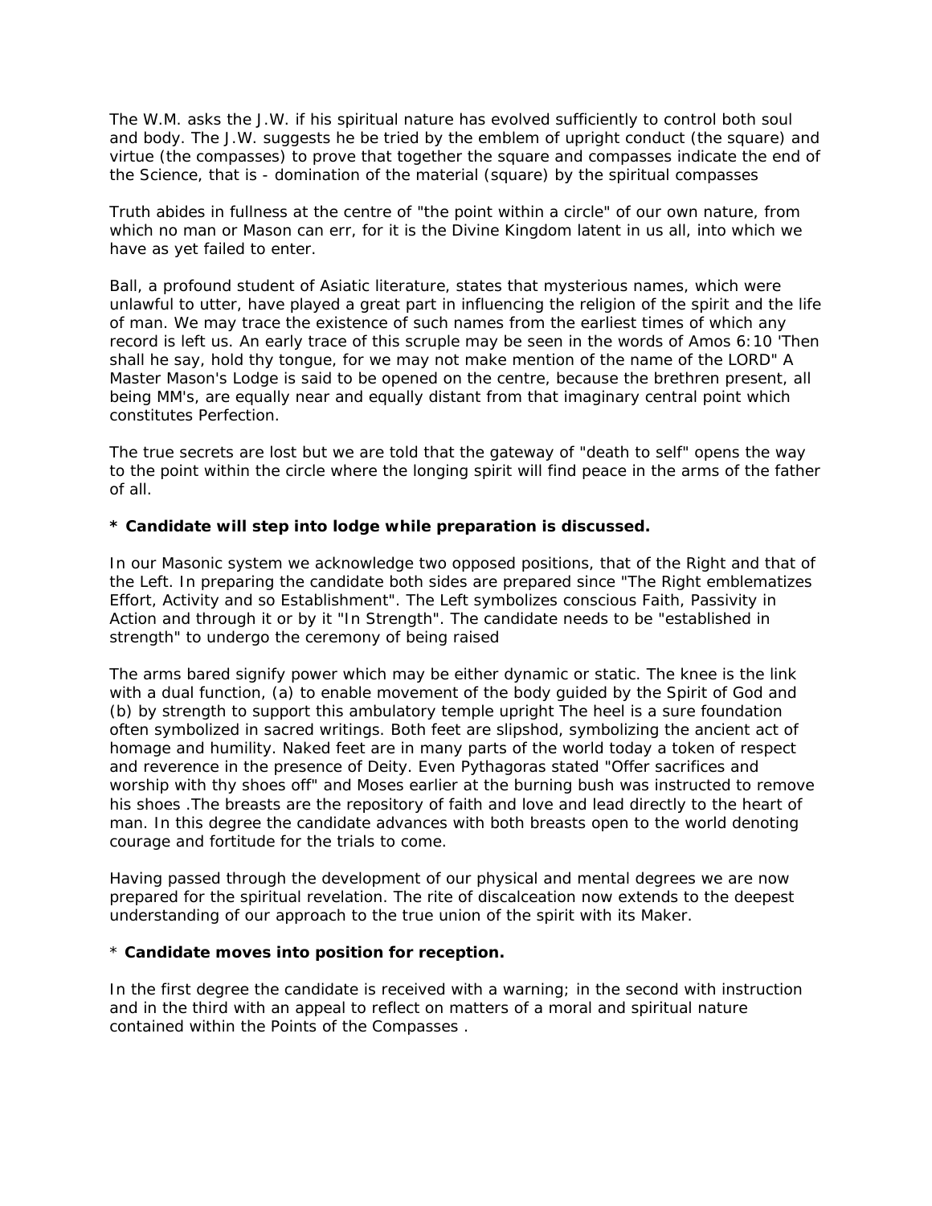The W.M. asks the J.W. if his spiritual nature has evolved sufficiently to control both soul and body. The J.W. suggests he be tried by the emblem of upright conduct (the square) and virtue (the compasses) to prove that together the square and compasses indicate the end of the Science, that is - domination of the material (square) by the spiritual compasses

Truth abides in fullness at the centre of "the point within a circle" of our own nature, from which no man or Mason can err, for it is the Divine Kingdom latent in us all, into which we have as yet failed to enter.

Ball, a profound student of Asiatic literature, states that mysterious names, which were unlawful to utter, have played a great part in influencing the religion of the spirit and the life of man. We may trace the existence of such names from the earliest times of which any record is left us. An early trace of this scruple may be seen in the words of Amos 6:10 'Then shall he say, hold thy tongue, for we may not make mention of the name of the LORD" A Master Mason's Lodge is said to be opened on the centre, because the brethren present, all being MM's, are equally near and equally distant from that imaginary central point which constitutes Perfection.

The true secrets are lost but we are told that the gateway of "death to self" opens the way to the point within the circle where the longing spirit will find peace in the arms of the father of all.

**\* Candidate will step into lodge while preparation is discussed.**

In our Masonic system we acknowledge two opposed positions, that of the Right and that of the Left. In preparing the candidate both sides are prepared since "The Right emblematizes Effort, Activity and so Establishment". The Left symbolizes conscious Faith, Passivity in Action and through it or by it "In Strength". The candidate needs to be "established in strength" to undergo the ceremony of being raised

The arms bared signify power which may be either dynamic or static. The knee is the link with a dual function, (a) to enable movement of the body guided by the Spirit of God and (b) by strength to support this ambulatory temple upright The heel is a sure foundation often symbolized in sacred writings. Both feet are slipshod, symbolizing the ancient act of homage and humility. Naked feet are in many parts of the world today a token of respect and reverence in the presence of Deity. Even Pythagoras stated "Offer sacrifices and worship with thy shoes off" and Moses earlier at the burning bush was instructed to remove his shoes .The breasts are the repository of faith and love and lead directly to the heart of man. In this degree the candidate advances with both breasts open to the world denoting courage and fortitude for the trials to come.

Having passed through the development of our physical and mental degrees we are now prepared for the spiritual revelation. The rite of discalceation now extends to the deepest understanding of our approach to the true union of the spirit with its Maker.

\* **Candidate moves into position for reception.**

In the first degree the candidate is received with a warning; in the second with instruction and in the third with an appeal to reflect on matters of a moral and spiritual nature contained within the Points of the Compasses .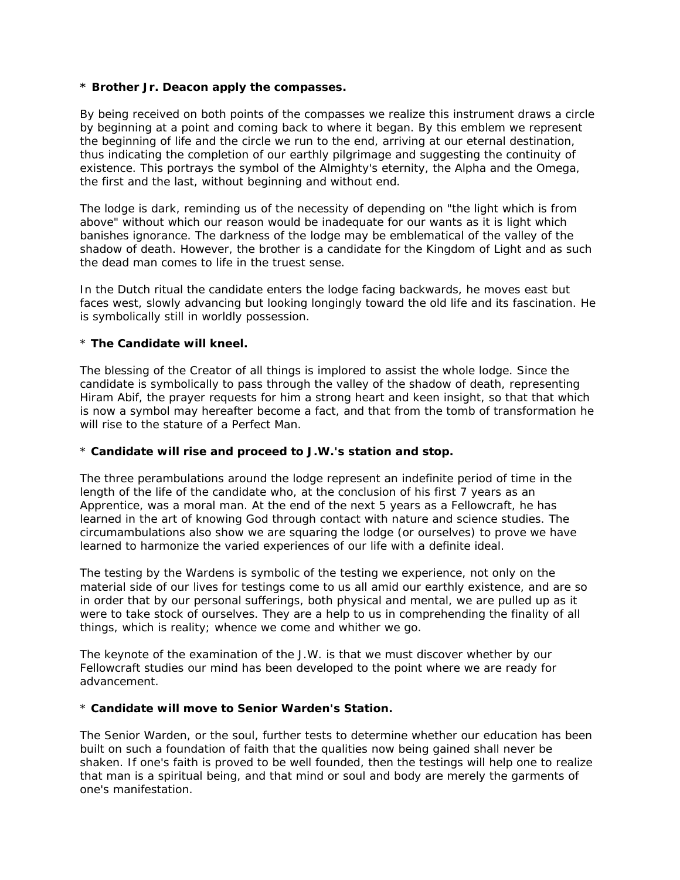**\* Brother Jr. Deacon apply the compasses.**

By being received on both points of the compasses we realize this instrument draws a circle by beginning at a point and coming back to where it began. By this emblem we represent the beginning of life and the circle we run to the end, arriving at our eternal destination, thus indicating the completion of our earthly pilgrimage and suggesting the continuity of existence. This portrays the symbol of the Almighty's eternity, the Alpha and the Omega, the first and the last, without beginning and without end.

The lodge is dark, reminding us of the necessity of depending on "the light which is from above" without which our reason would be inadequate for our wants as it is light which banishes ignorance. The darkness of the lodge may be emblematical of the valley of the shadow of death. However, the brother is a candidate for the Kingdom of Light and as such the dead man comes to life in the truest sense.

In the Dutch ritual the candidate enters the lodge facing backwards, he moves east but faces west, slowly advancing but looking longingly toward the old life and its fascination. He is symbolically still in worldly possession.

\* **The Candidate will kneel.**

The blessing of the Creator of all things is implored to assist the whole lodge. Since the candidate is symbolically to pass through the valley of the shadow of death, representing Hiram Abif, the prayer requests for him a strong heart and keen insight, so that that which is now a symbol may hereafter become a fact, and that from the tomb of transformation he will rise to the stature of a Perfect Man.

\* **Candidate will rise and proceed to J.W.'s station and stop.**

The three perambulations around the lodge represent an indefinite period of time in the length of the life of the candidate who, at the conclusion of his first 7 years as an Apprentice, was a moral man. At the end of the next 5 years as a Fellowcraft, he has learned in the art of knowing God through contact with nature and science studies. The circumambulations also show we are squaring the lodge (or ourselves) to prove we have learned to harmonize the varied experiences of our life with a definite ideal.

The testing by the Wardens is symbolic of the testing we experience, not only on the material side of our lives for testings come to us all amid our earthly existence, and are so in order that by our personal sufferings, both physical and mental, we are pulled up as it were to take stock of ourselves. They are a help to us in comprehending the finality of all things, which is reality; whence we come and whither we go.

The keynote of the examination of the J.W. is that we must discover whether by our Fellowcraft studies our mind has been developed to the point where we are ready for advancement.

\* **Candidate will move to Senior Warden's Station.**

The Senior Warden, or the soul, further tests to determine whether our education has been built on such a foundation of faith that the qualities now being gained shall never be shaken. If one's faith is proved to be well founded, then the testings will help one to realize that man is a spiritual being, and that mind or soul and body are merely the garments of one's manifestation.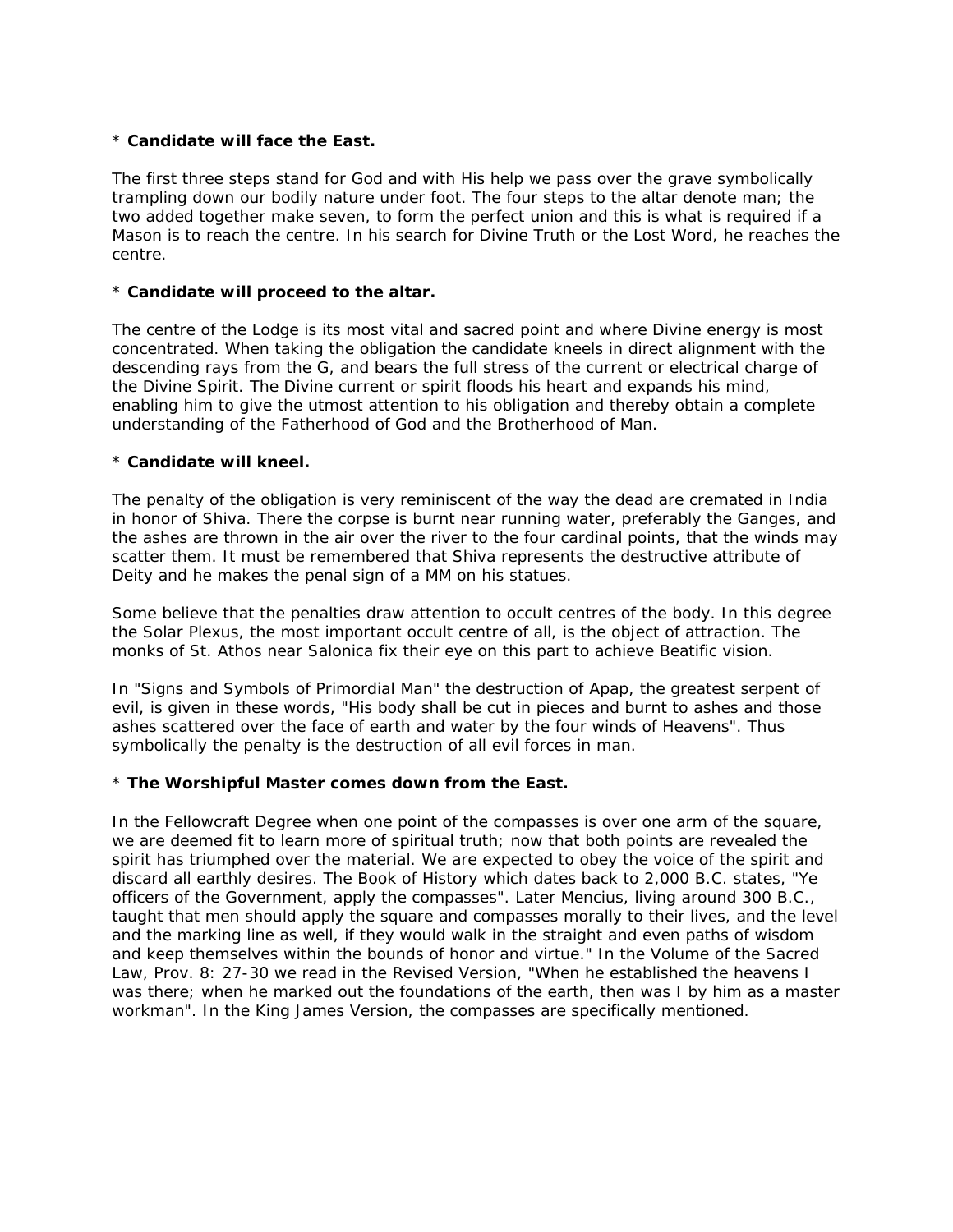* **Candidate will face the East.**

The first three steps stand for God and with His help we pass over the grave symbolically trampling down our bodily nature under foot. The four steps to the altar denote man; the two added together make seven, to form the perfect union and this is what is required if a Mason is to reach the centre. In his search for Divine Truth or the Lost Word, he reaches the centre.

* **Candidate will proceed to the altar.**

The centre of the Lodge is its most vital and sacred point and where Divine energy is most concentrated. When taking the obligation the candidate kneels in direct alignment with the descending rays from the G, and bears the full stress of the current or electrical charge of the Divine Spirit. The Divine current or spirit floods his heart and expands his mind, enabling him to give the utmost attention to his obligation and thereby obtain a complete understanding of the Fatherhood of God and the Brotherhood of Man.

* **Candidate will kneel.**

The penalty of the obligation is very reminiscent of the way the dead are cremated in India in honor of Shiva. There the corpse is burnt near running water, preferably the Ganges, and the ashes are thrown in the air over the river to the four cardinal points, that the winds may scatter them. It must be remembered that Shiva represents the destructive attribute of Deity and he makes the penal sign of a MM on his statues.

Some believe that the penalties draw attention to occult centres of the body. In this degree the Solar Plexus, the most important occult centre of all, is the object of attraction. The monks of St. Athos near Salonica fix their eye on this part to achieve Beatific vision.

In "Signs and Symbols of Primordial Man" the destruction of Apap, the greatest serpent of evil, is given in these words, "His body shall be cut in pieces and burnt to ashes and those ashes scattered over the face of earth and water by the four winds of Heavens". Thus symbolically the penalty is the destruction of all evil forces in man.

* **The Worshipful Master comes down from the East.**

In the Fellowcraft Degree when one point of the compasses is over one arm of the square, we are deemed fit to learn more of spiritual truth; now that both points are revealed the spirit has triumphed over the material. We are expected to obey the voice of the spirit and discard all earthly desires. The Book of History which dates back to 2,000 B.C. states, "Ye officers of the Government, apply the compasses". Later Mencius, living around 300 B.C., taught that men should apply the square and compasses morally to their lives, and the level and the marking line as well, if they would walk in the straight and even paths of wisdom and keep themselves within the bounds of honor and virtue." In the Volume of the Sacred Law, Prov. 8: 27-30 we read in the Revised Version, "When he established the heavens I was there; when he marked out the foundations of the earth, then was I by him as a master workman". In the King James Version, the compasses are specifically mentioned.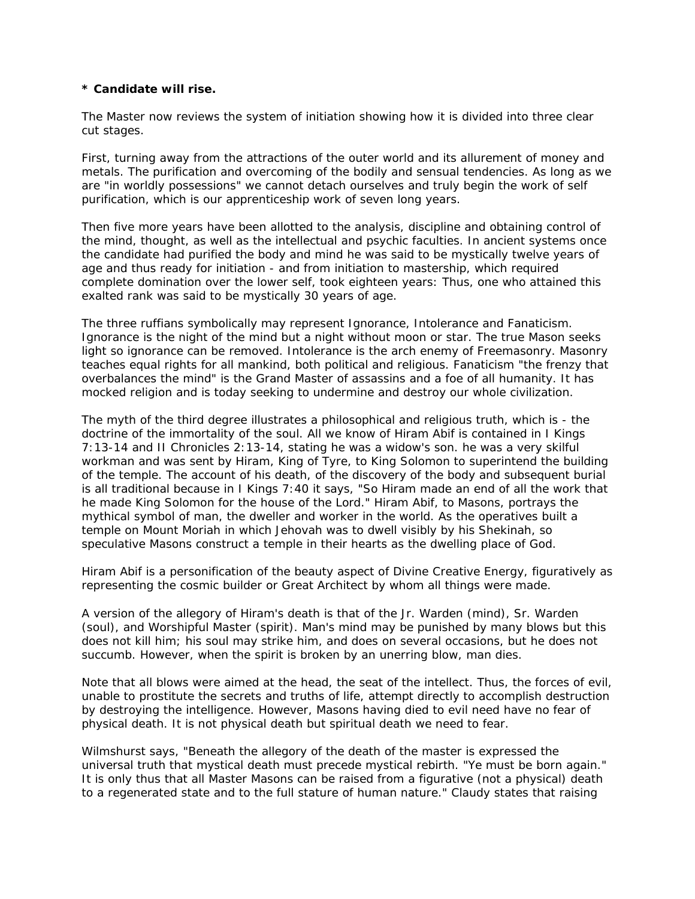**\* Candidate will rise.**

The Master now reviews the system of initiation showing how it is divided into three clear cut stages.

First, turning away from the attractions of the outer world and its allurement of money and metals. The purification and overcoming of the bodily and sensual tendencies. As long as we are "in worldly possessions" we cannot detach ourselves and truly begin the work of self purification, which is our apprenticeship work of seven long years.

Then five more years have been allotted to the analysis, discipline and obtaining control of the mind, thought, as well as the intellectual and psychic faculties. In ancient systems once the candidate had purified the body and mind he was said to be mystically twelve years of age and thus ready for initiation - and from initiation to mastership, which required complete domination over the lower self, took eighteen years: Thus, one who attained this exalted rank was said to be mystically 30 years of age.

The three ruffians symbolically may represent Ignorance, Intolerance and Fanaticism. Ignorance is the night of the mind but a night without moon or star. The true Mason seeks light so ignorance can be removed. Intolerance is the arch enemy of Freemasonry. Masonry teaches equal rights for all mankind, both political and religious. Fanaticism "the frenzy that overbalances the mind" is the Grand Master of assassins and a foe of all humanity. It has mocked religion and is today seeking to undermine and destroy our whole civilization.

The myth of the third degree illustrates a philosophical and religious truth, which is - the doctrine of the immortality of the soul. All we know of Hiram Abif is contained in I Kings 7:13-14 and II Chronicles 2:13-14, stating he was a widow's son. he was a very skilful workman and was sent by Hiram, King of Tyre, to King Solomon to superintend the building of the temple. The account of his death, of the discovery of the body and subsequent burial is all traditional because in I Kings 7:40 it says, "So Hiram made an end of all the work that he made King Solomon for the house of the Lord." Hiram Abif, to Masons, portrays the mythical symbol of man, the dweller and worker in the world. As the operatives built a temple on Mount Moriah in which Jehovah was to dwell visibly by his Shekinah, so speculative Masons construct a temple in their hearts as the dwelling place of God.

Hiram Abif is a personification of the beauty aspect of Divine Creative Energy, figuratively as representing the cosmic builder or Great Architect by whom all things were made.

A version of the allegory of Hiram's death is that of the Jr. Warden (mind), Sr. Warden (soul), and Worshipful Master (spirit). Man's mind may be punished by many blows but this does not kill him; his soul may strike him, and does on several occasions, but he does not succumb. However, when the spirit is broken by an unerring blow, man dies.

Note that all blows were aimed at the head, the seat of the intellect. Thus, the forces of evil, unable to prostitute the secrets and truths of life, attempt directly to accomplish destruction by destroying the intelligence. However, Masons having died to evil need have no fear of physical death. It is not physical death but spiritual death we need to fear.

Wilmshurst says, "Beneath the allegory of the death of the master is expressed the universal truth that mystical death must precede mystical rebirth. "Ye must be born again." It is only thus that all Master Masons can be raised from a figurative (not a physical) death to a regenerated state and to the full stature of human nature." Claudy states that raising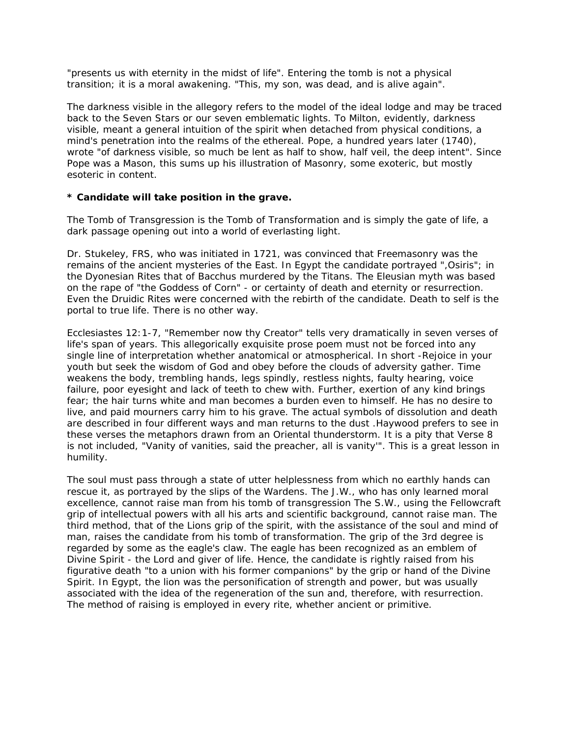"presents us with eternity in the midst of life". Entering the tomb is not a physical transition; it is a moral awakening. "This, my son, was dead, and is alive again".

The darkness visible in the allegory refers to the model of the ideal lodge and may be traced back to the Seven Stars or our seven emblematic lights. To Milton, evidently, darkness visible, meant a general intuition of the spirit when detached from physical conditions, a mind's penetration into the realms of the ethereal. Pope, a hundred years later (1740), wrote "of darkness visible, so much be lent as half to show, half veil, the deep intent". Since Pope was a Mason, this sums up his illustration of Masonry, some exoteric, but mostly esoteric in content.

**\* Candidate will take position in the grave.**

The Tomb of Transgression is the Tomb of Transformation and is simply the gate of life, a dark passage opening out into a world of everlasting light.

Dr. Stukeley, FRS, who was initiated in 1721, was convinced that Freemasonry was the remains of the ancient mysteries of the East. In Egypt the candidate portrayed ",Osiris"; in the Dyonesian Rites that of Bacchus murdered by the Titans. The Eleusian myth was based on the rape of "the Goddess of Corn" - or certainty of death and eternity or resurrection. Even the Druidic Rites were concerned with the rebirth of the candidate. Death to self is the portal to true life. There is no other way.

Ecclesiastes 12:1-7, "Remember now thy Creator" tells very dramatically in seven verses of life's span of years. This allegorically exquisite prose poem must not be forced into any single line of interpretation whether anatomical or atmospherical. In short -Rejoice in your youth but seek the wisdom of God and obey before the clouds of adversity gather. Time weakens the body, trembling hands, legs spindly, restless nights, faulty hearing, voice failure, poor eyesight and lack of teeth to chew with. Further, exertion of any kind brings fear; the hair turns white and man becomes a burden even to himself. He has no desire to live, and paid mourners carry him to his grave. The actual symbols of dissolution and death are described in four different ways and man returns to the dust .Haywood prefers to see in these verses the metaphors drawn from an Oriental thunderstorm. It is a pity that Verse 8 is not included, "Vanity of vanities, said the preacher, all is vanity'". This is a great lesson in humility.

The soul must pass through a state of utter helplessness from which no earthly hands can rescue it, as portrayed by the slips of the Wardens. The J.W., who has only learned moral excellence, cannot raise man from his tomb of transgression The S.W., using the Fellowcraft grip of intellectual powers with all his arts and scientific background, cannot raise man. The third method, that of the Lions grip of the spirit, with the assistance of the soul and mind of man, raises the candidate from his tomb of transformation. The grip of the 3rd degree is regarded by some as the eagle's claw. The eagle has been recognized as an emblem of Divine Spirit - the Lord and giver of life. Hence, the candidate is rightly raised from his figurative death "to a union with his former companions" by the grip or hand of the Divine Spirit. In Egypt, the lion was the personification of strength and power, but was usually associated with the idea of the regeneration of the sun and, therefore, with resurrection. The method of raising is employed in every rite, whether ancient or primitive.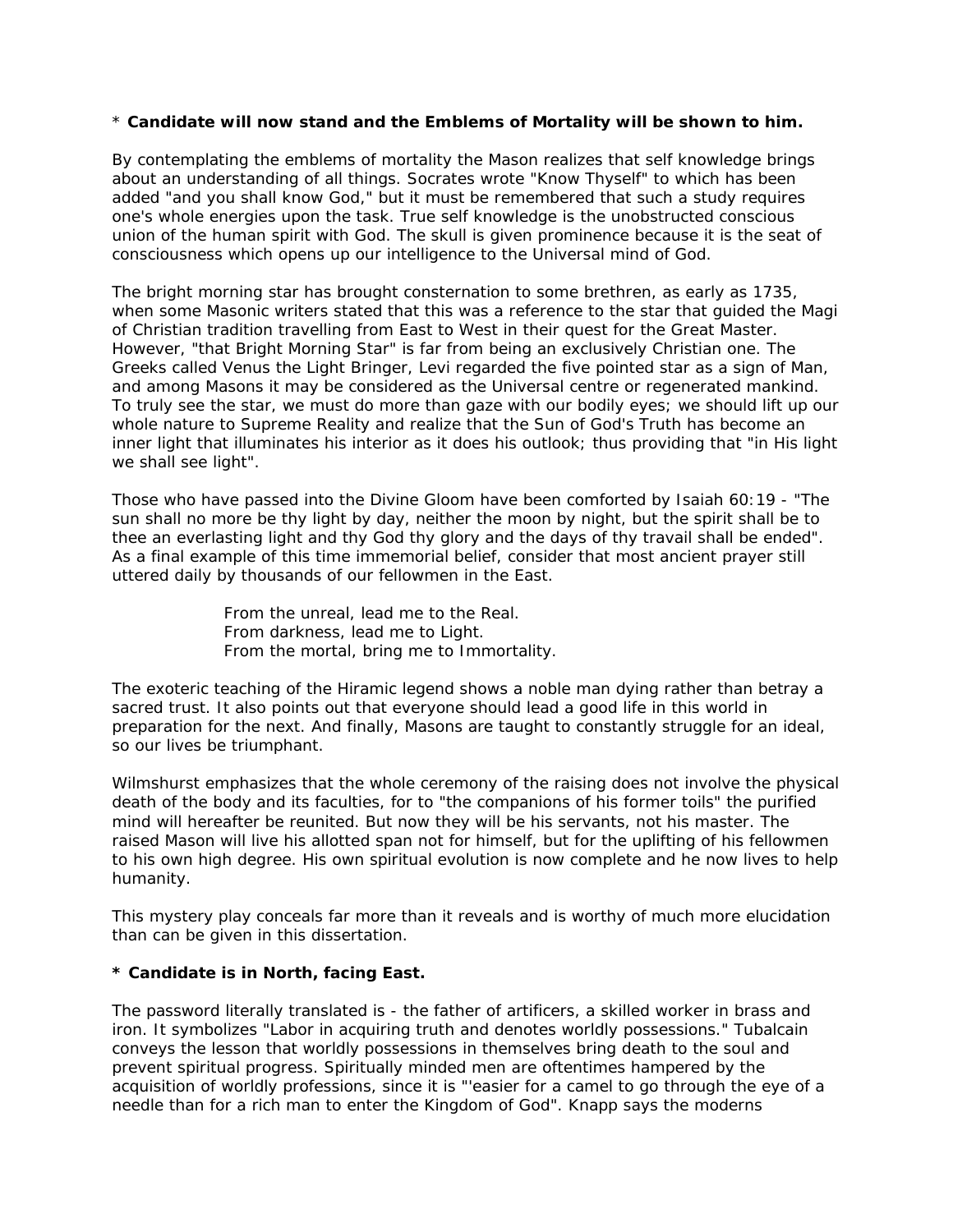* **Candidate will now stand and the Emblems of Mortality will be shown to him.**

By contemplating the emblems of mortality the Mason realizes that self knowledge brings about an understanding of all things. Socrates wrote "Know Thyself" to which has been added "and you shall know God," but it must be remembered that such a study requires one's whole energies upon the task. True self knowledge is the unobstructed conscious union of the human spirit with God. The skull is given prominence because it is the seat of consciousness which opens up our intelligence to the Universal mind of God.

The bright morning star has brought consternation to some brethren, as early as 1735, when some Masonic writers stated that this was a reference to the star that guided the Magi of Christian tradition travelling from East to West in their quest for the Great Master. However, "that Bright Morning Star" is far from being an exclusively Christian one. The Greeks called Venus the Light Bringer, Levi regarded the five pointed star as a sign of Man, and among Masons it may be considered as the Universal centre or regenerated mankind. To truly see the star, we must do more than gaze with our bodily eyes; we should lift up our whole nature to Supreme Reality and realize that the Sun of God's Truth has become an inner light that illuminates his interior as it does his outlook; thus providing that "in His light we shall see light".

Those who have passed into the Divine Gloom have been comforted by Isaiah 60:19 - "The sun shall no more be thy light by day, neither the moon by night, but the spirit shall be to thee an everlasting light and thy God thy glory and the days of thy travail shall be ended". As a final example of this time immemorial belief, consider that most ancient prayer still uttered daily by thousands of our fellowmen in the East.

> From the unreal, lead me to the Real.
> From darkness, lead me to Light.
> From the mortal, bring me to Immortality.

The exoteric teaching of the Hiramic legend shows a noble man dying rather than betray a sacred trust. It also points out that everyone should lead a good life in this world in preparation for the next. And finally, Masons are taught to constantly struggle for an ideal, so our lives be triumphant.

Wilmshurst emphasizes that the whole ceremony of the raising does not involve the physical death of the body and its faculties, for to "the companions of his former toils" the purified mind will hereafter be reunited. But now they will be his servants, not his master. The raised Mason will live his allotted span not for himself, but for the uplifting of his fellowmen to his own high degree. His own spiritual evolution is now complete and he now lives to help humanity.

This mystery play conceals far more than it reveals and is worthy of much more elucidation than can be given in this dissertation.

**\* Candidate is in North, facing East.**

The password literally translated is - the father of artificers, a skilled worker in brass and iron. It symbolizes "Labor in acquiring truth and denotes worldly possessions." Tubalcain conveys the lesson that worldly possessions in themselves bring death to the soul and prevent spiritual progress. Spiritually minded men are oftentimes hampered by the acquisition of worldly professions, since it is "'easier for a camel to go through the eye of a needle than for a rich man to enter the Kingdom of God". Knapp says the moderns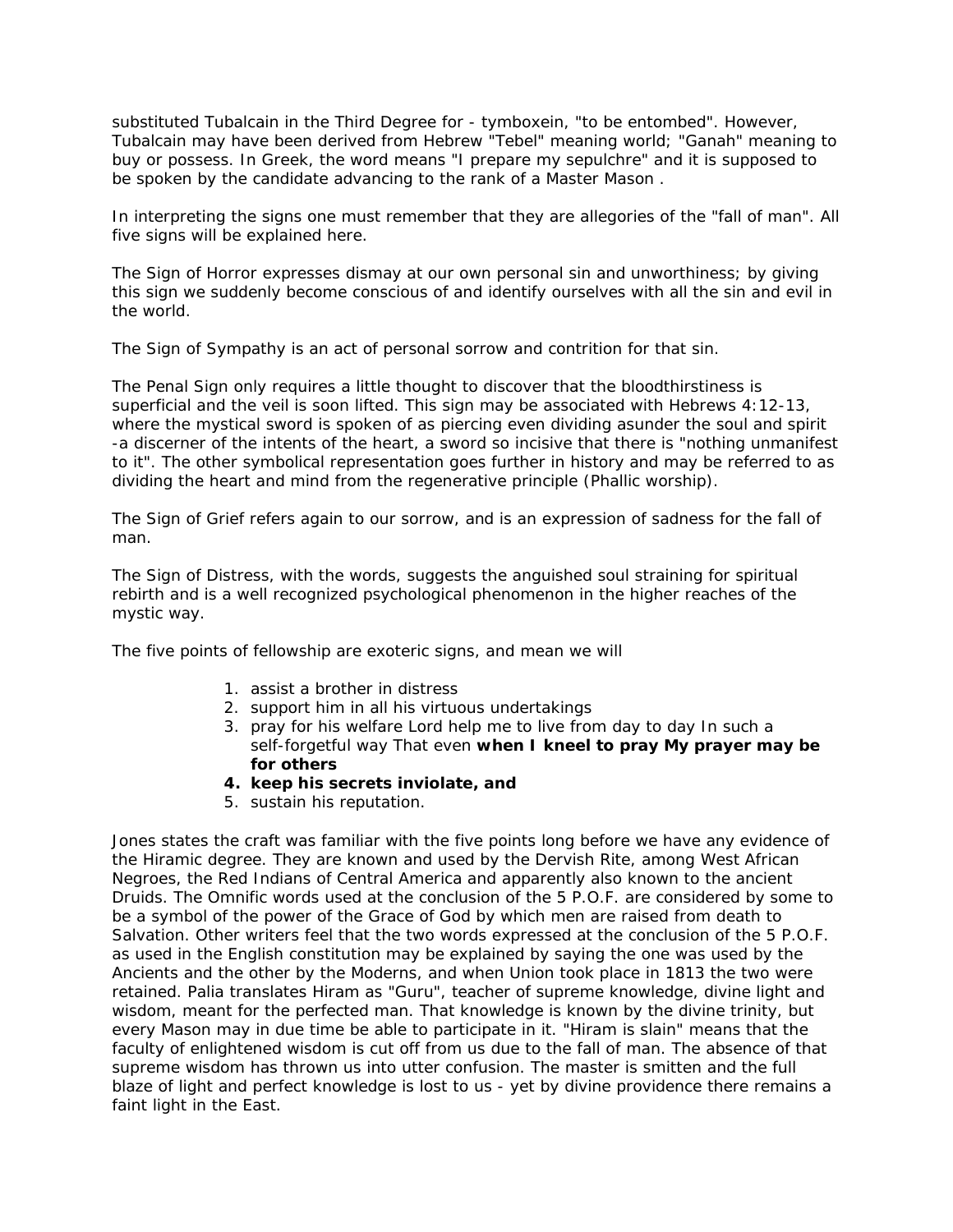substituted Tubalcain in the Third Degree for - tymboxein, "to be entombed". However, Tubalcain may have been derived from Hebrew "Tebel" meaning world; "Ganah" meaning to buy or possess. In Greek, the word means "I prepare my sepulchre" and it is supposed to be spoken by the candidate advancing to the rank of a Master Mason .

In interpreting the signs one must remember that they are allegories of the "fall of man". All five signs will be explained here.

The Sign of Horror expresses dismay at our own personal sin and unworthiness; by giving this sign we suddenly become conscious of and identify ourselves with all the sin and evil in the world.

The Sign of Sympathy is an act of personal sorrow and contrition for that sin.

The Penal Sign only requires a little thought to discover that the bloodthirstiness is superficial and the veil is soon lifted. This sign may be associated with Hebrews 4:12-13, where the mystical sword is spoken of as piercing even dividing asunder the soul and spirit -a discerner of the intents of the heart, a sword so incisive that there is "nothing unmanifest to it". The other symbolical representation goes further in history and may be referred to as dividing the heart and mind from the regenerative principle (Phallic worship).

The Sign of Grief refers again to our sorrow, and is an expression of sadness for the fall of man.

The Sign of Distress, with the words, suggests the anguished soul straining for spiritual rebirth and is a well recognized psychological phenomenon in the higher reaches of the mystic way.

The five points of fellowship are exoteric signs, and mean we will

1. assist a brother in distress
2. support him in all his virtuous undertakings
3. pray for his welfare Lord help me to live from day to day In such a self-forgetful way That even **when I kneel to pray My prayer may be for others**
4. **keep his secrets inviolate, and**
5. sustain his reputation.

Jones states the craft was familiar with the five points long before we have any evidence of the Hiramic degree. They are known and used by the Dervish Rite, among West African Negroes, the Red Indians of Central America and apparently also known to the ancient Druids. The Omnific words used at the conclusion of the 5 P.O.F. are considered by some to be a symbol of the power of the Grace of God by which men are raised from death to Salvation. Other writers feel that the two words expressed at the conclusion of the 5 P.O.F. as used in the English constitution may be explained by saying the one was used by the Ancients and the other by the Moderns, and when Union took place in 1813 the two were retained. Palia translates Hiram as "Guru", teacher of supreme knowledge, divine light and wisdom, meant for the perfected man. That knowledge is known by the divine trinity, but every Mason may in due time be able to participate in it. "Hiram is slain" means that the faculty of enlightened wisdom is cut off from us due to the fall of man. The absence of that supreme wisdom has thrown us into utter confusion. The master is smitten and the full blaze of light and perfect knowledge is lost to us - yet by divine providence there remains a faint light in the East.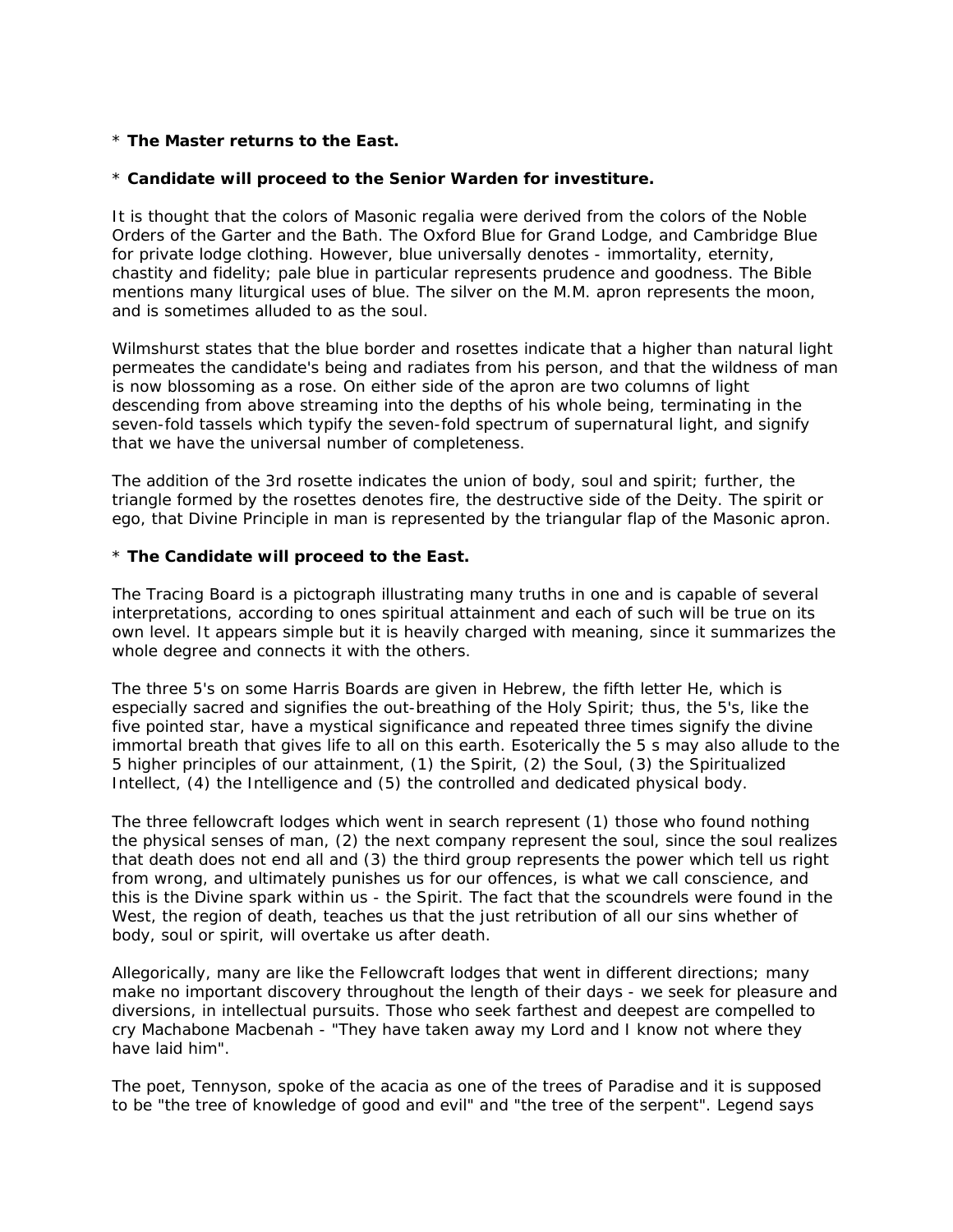\* **The Master returns to the East.**

\* **Candidate will proceed to the Senior Warden for investiture.**

It is thought that the colors of Masonic regalia were derived from the colors of the Noble Orders of the Garter and the Bath. The Oxford Blue for Grand Lodge, and Cambridge Blue for private lodge clothing. However, blue universally denotes - immortality, eternity, chastity and fidelity; pale blue in particular represents prudence and goodness. The Bible mentions many liturgical uses of blue. The silver on the M.M. apron represents the moon, and is sometimes alluded to as the soul.

Wilmshurst states that the blue border and rosettes indicate that a higher than natural light permeates the candidate's being and radiates from his person, and that the wildness of man is now blossoming as a rose. On either side of the apron are two columns of light descending from above streaming into the depths of his whole being, terminating in the seven-fold tassels which typify the seven-fold spectrum of supernatural light, and signify that we have the universal number of completeness.

The addition of the 3rd rosette indicates the union of body, soul and spirit; further, the triangle formed by the rosettes denotes fire, the destructive side of the Deity. The spirit or ego, that Divine Principle in man is represented by the triangular flap of the Masonic apron.

\* **The Candidate will proceed to the East.**

The Tracing Board is a pictograph illustrating many truths in one and is capable of several interpretations, according to ones spiritual attainment and each of such will be true on its own level. It appears simple but it is heavily charged with meaning, since it summarizes the whole degree and connects it with the others.

The three 5's on some Harris Boards are given in Hebrew, the fifth letter He, which is especially sacred and signifies the out-breathing of the Holy Spirit; thus, the 5's, like the five pointed star, have a mystical significance and repeated three times signify the divine immortal breath that gives life to all on this earth. Esoterically the 5 s may also allude to the 5 higher principles of our attainment, (1) the Spirit, (2) the Soul, (3) the Spiritualized Intellect, (4) the Intelligence and (5) the controlled and dedicated physical body.

The three fellowcraft lodges which went in search represent (1) those who found nothing the physical senses of man, (2) the next company represent the soul, since the soul realizes that death does not end all and (3) the third group represents the power which tell us right from wrong, and ultimately punishes us for our offences, is what we call conscience, and this is the Divine spark within us - the Spirit. The fact that the scoundrels were found in the West, the region of death, teaches us that the just retribution of all our sins whether of body, soul or spirit, will overtake us after death.

Allegorically, many are like the Fellowcraft lodges that went in different directions; many make no important discovery throughout the length of their days - we seek for pleasure and diversions, in intellectual pursuits. Those who seek farthest and deepest are compelled to cry Machabone Macbenah - "They have taken away my Lord and I know not where they have laid him".

The poet, Tennyson, spoke of the acacia as one of the trees of Paradise and it is supposed to be "the tree of knowledge of good and evil" and "the tree of the serpent". Legend says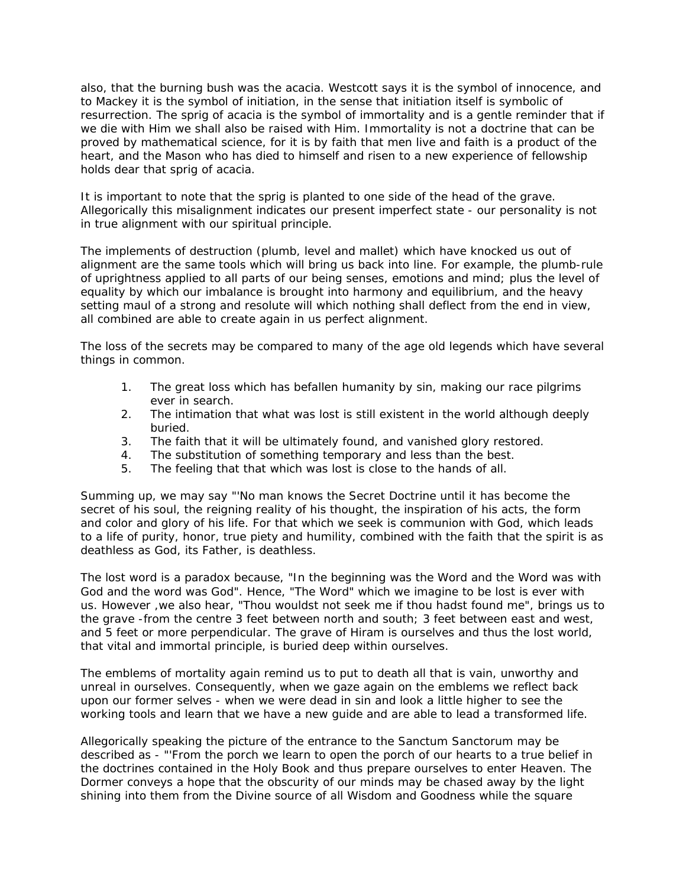also, that the burning bush was the acacia. Westcott says it is the symbol of innocence, and to Mackey it is the symbol of initiation, in the sense that initiation itself is symbolic of resurrection. The sprig of acacia is the symbol of immortality and is a gentle reminder that if we die with Him we shall also be raised with Him. Immortality is not a doctrine that can be proved by mathematical science, for it is by faith that men live and faith is a product of the heart, and the Mason who has died to himself and risen to a new experience of fellowship holds dear that sprig of acacia.

It is important to note that the sprig is planted to one side of the head of the grave. Allegorically this misalignment indicates our present imperfect state - our personality is not in true alignment with our spiritual principle.

The implements of destruction (plumb, level and mallet) which have knocked us out of alignment are the same tools which will bring us back into line. For example, the plumb-rule of uprightness applied to all parts of our being senses, emotions and mind; plus the level of equality by which our imbalance is brought into harmony and equilibrium, and the heavy setting maul of a strong and resolute will which nothing shall deflect from the end in view, all combined are able to create again in us perfect alignment.

The loss of the secrets may be compared to many of the age old legends which have several things in common.

1. The great loss which has befallen humanity by sin, making our race pilgrims ever in search.
2. The intimation that what was lost is still existent in the world although deeply buried.
3. The faith that it will be ultimately found, and vanished glory restored.
4. The substitution of something temporary and less than the best.
5. The feeling that that which was lost is close to the hands of all.

Summing up, we may say "'No man knows the Secret Doctrine until it has become the secret of his soul, the reigning reality of his thought, the inspiration of his acts, the form and color and glory of his life. For that which we seek is communion with God, which leads to a life of purity, honor, true piety and humility, combined with the faith that the spirit is as deathless as God, its Father, is deathless.

The lost word is a paradox because, "In the beginning was the Word and the Word was with God and the word was God". Hence, "The Word" which we imagine to be lost is ever with us. However ,we also hear, "Thou wouldst not seek me if thou hadst found me", brings us to the grave -from the centre 3 feet between north and south; 3 feet between east and west, and 5 feet or more perpendicular. The grave of Hiram is ourselves and thus the lost world, that vital and immortal principle, is buried deep within ourselves.

The emblems of mortality again remind us to put to death all that is vain, unworthy and unreal in ourselves. Consequently, when we gaze again on the emblems we reflect back upon our former selves - when we were dead in sin and look a little higher to see the working tools and learn that we have a new guide and are able to lead a transformed life.

Allegorically speaking the picture of the entrance to the Sanctum Sanctorum may be described as - "'From the porch we learn to open the porch of our hearts to a true belief in the doctrines contained in the Holy Book and thus prepare ourselves to enter Heaven. The Dormer conveys a hope that the obscurity of our minds may be chased away by the light shining into them from the Divine source of all Wisdom and Goodness while the square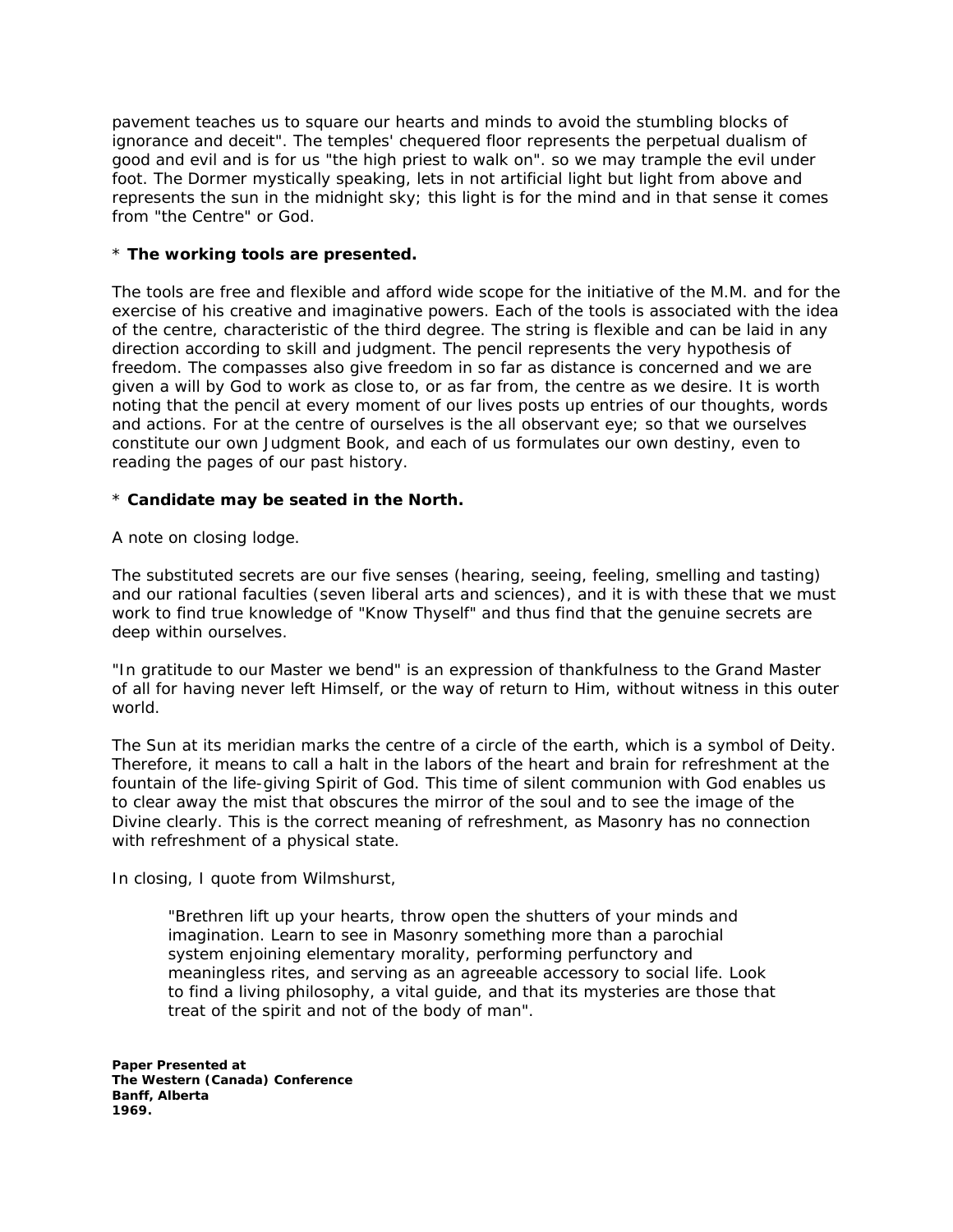pavement teaches us to square our hearts and minds to avoid the stumbling blocks of ignorance and deceit". The temples' chequered floor represents the perpetual dualism of good and evil and is for us "the high priest to walk on". so we may trample the evil under foot. The Dormer mystically speaking, lets in not artificial light but light from above and represents the sun in the midnight sky; this light is for the mind and in that sense it comes from "the Centre" or God.

\* **The working tools are presented.**

The tools are free and flexible and afford wide scope for the initiative of the M.M. and for the exercise of his creative and imaginative powers. Each of the tools is associated with the idea of the centre, characteristic of the third degree. The string is flexible and can be laid in any direction according to skill and judgment. The pencil represents the very hypothesis of freedom. The compasses also give freedom in so far as distance is concerned and we are given a will by God to work as close to, or as far from, the centre as we desire. It is worth noting that the pencil at every moment of our lives posts up entries of our thoughts, words and actions. For at the centre of ourselves is the all observant eye; so that we ourselves constitute our own Judgment Book, and each of us formulates our own destiny, even to reading the pages of our past history.

\* **Candidate may be seated in the North.**

A note on closing lodge.

The substituted secrets are our five senses (hearing, seeing, feeling, smelling and tasting) and our rational faculties (seven liberal arts and sciences), and it is with these that we must work to find true knowledge of "Know Thyself" and thus find that the genuine secrets are deep within ourselves.

"In gratitude to our Master we bend" is an expression of thankfulness to the Grand Master of all for having never left Himself, or the way of return to Him, without witness in this outer world.

The Sun at its meridian marks the centre of a circle of the earth, which is a symbol of Deity. Therefore, it means to call a halt in the labors of the heart and brain for refreshment at the fountain of the life-giving Spirit of God. This time of silent communion with God enables us to clear away the mist that obscures the mirror of the soul and to see the image of the Divine clearly. This is the correct meaning of refreshment, as Masonry has no connection with refreshment of a physical state.

In closing, I quote from Wilmshurst,

> "Brethren lift up your hearts, throw open the shutters of your minds and imagination. Learn to see in Masonry something more than a parochial system enjoining elementary morality, performing perfunctory and meaningless rites, and serving as an agreeable accessory to social life. Look to find a living philosophy, a vital guide, and that its mysteries are those that treat of the spirit and not of the body of man".

**Paper Presented at**
**The Western (Canada) Conference**
**Banff, Alberta**
**1969.**